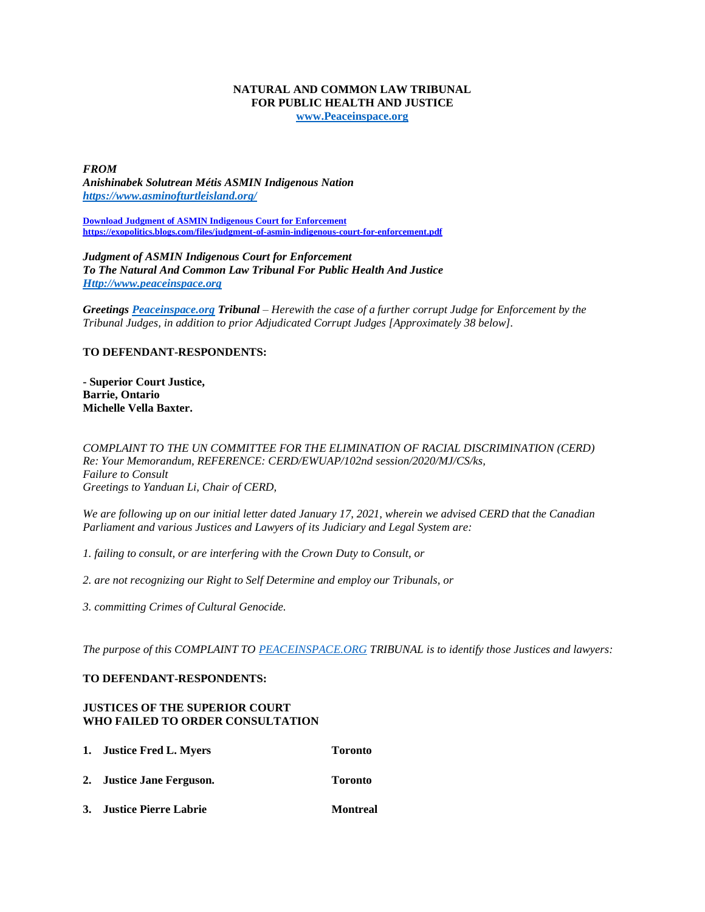**NATURAL AND COMMON LAW TRIBUNAL**
**FOR PUBLIC HEALTH AND JUSTICE**
**[www.Peaceinspace.org](http://www.Peaceinspace.org)**

***FROM***
***Anishinabek Solutrean Métis ASMIN Indigenous Nation***
***[https://www.asminofturtleisland.org/](https://www.asminofturtleisland.org/)***

**[Download Judgment of ASMIN Indigenous Court for Enforcement](https://exopolitics.blogs.com/files/judgment-of-asmin-indigenous-court-for-enforcement.pdf)**
**[https://exopolitics.blogs.com/files/judgment-of-asmin-indigenous-court-for-enforcement.pdf](https://exopolitics.blogs.com/files/judgment-of-asmin-indigenous-court-for-enforcement.pdf)**

***Judgment of ASMIN Indigenous Court for Enforcement***
***To The Natural And Common Law Tribunal For Public Health And Justice***
***[Http://www.peaceinspace.org](http://www.peaceinspace.org)***

***Greetings [Peaceinspace.org](http://Peaceinspace.org) Tribunal*** *– Herewith the case of a further corrupt Judge for Enforcement by the Tribunal Judges, in addition to prior Adjudicated Corrupt Judges [Approximately 38 below].*

**TO DEFENDANT-RESPONDENTS:**

**- Superior Court Justice,**
**Barrie, Ontario**
**Michelle Vella Baxter.**

*COMPLAINT TO THE UN COMMITTEE FOR THE ELIMINATION OF RACIAL DISCRIMINATION (CERD)*
*Re: Your Memorandum, REFERENCE: CERD/EWUAP/102nd session/2020/MJ/CS/ks,*
*Failure to Consult*
*Greetings to Yanduan Li, Chair of CERD,*

*We are following up on our initial letter dated January 17, 2021, wherein we advised CERD that the Canadian Parliament and various Justices and Lawyers of its Judiciary and Legal System are:*

*1. failing to consult, or are interfering with the Crown Duty to Consult, or*

*2. are not recognizing our Right to Self Determine and employ our Tribunals, or*

*3. committing Crimes of Cultural Genocide.*

*The purpose of this COMPLAINT TO [PEACEINSPACE.ORG](http://PEACEINSPACE.ORG) TRIBUNAL is to identify those Justices and lawyers:*

**TO DEFENDANT-RESPONDENTS:**

**JUSTICES OF THE SUPERIOR COURT**
**WHO FAILED TO ORDER CONSULTATION**

| | | |
|---|---|---|
| **1.** | **Justice Fred L. Myers** | **Toronto** |
| **2.** | **Justice Jane Ferguson.** | **Toronto** |
| **3.** | **Justice Pierre Labrie** | **Montreal** |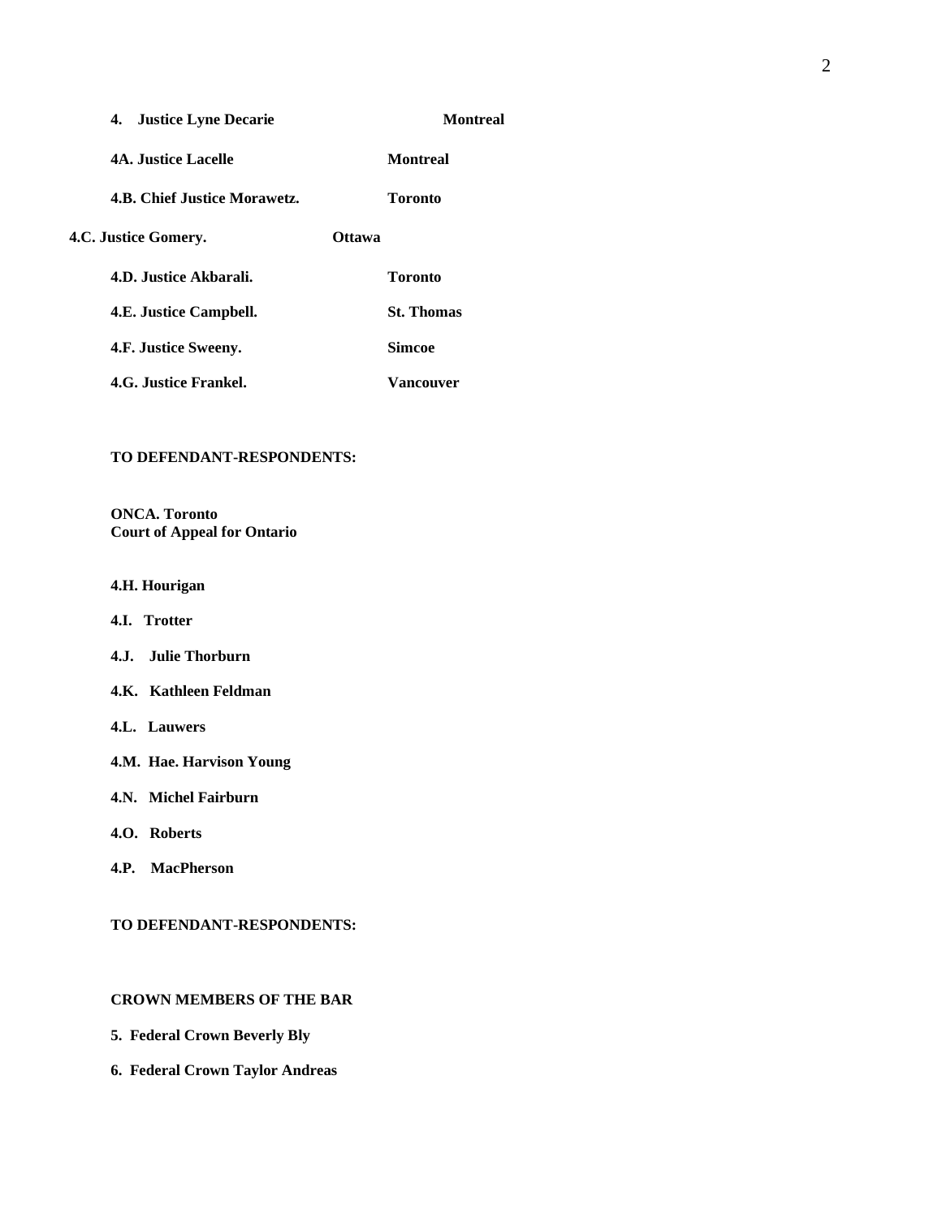**4. Justice Lyne Decarie** **Montreal**

**4A. Justice Lacelle** **Montreal**

**4.B. Chief Justice Morawetz.** **Toronto**

**4.C. Justice Gomery.** **Ottawa**

**4.D. Justice Akbarali.** **Toronto**

**4.E. Justice Campbell.** **St. Thomas**

**4.F. Justice Sweeny.** **Simcoe**

**4.G. Justice Frankel.** **Vancouver**

**TO DEFENDANT-RESPONDENTS:**

**ONCA. Toronto**
**Court of Appeal for Ontario**

**4.H. Hourigan**

**4.I. Trotter**

**4.J. Julie Thorburn**

**4.K. Kathleen Feldman**

**4.L. Lauwers**

**4.M. Hae. Harvison Young**

**4.N. Michel Fairburn**

**4.O. Roberts**

**4.P. MacPherson**

**TO DEFENDANT-RESPONDENTS:**

**CROWN MEMBERS OF THE BAR**

**5. Federal Crown Beverly Bly**

**6. Federal Crown Taylor Andreas**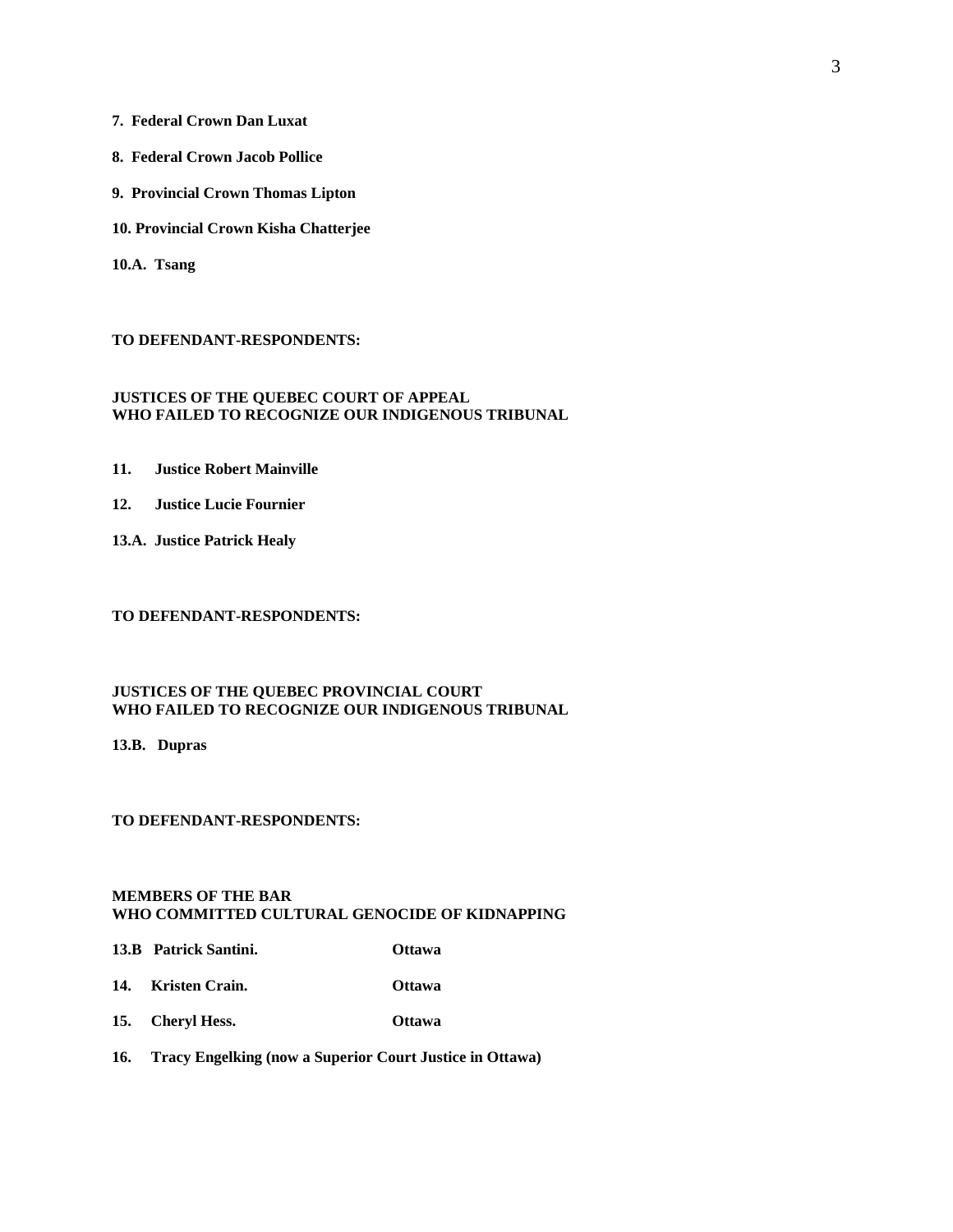**7. Federal Crown Dan Luxat**

**8. Federal Crown Jacob Pollice**

**9. Provincial Crown Thomas Lipton**

**10. Provincial Crown Kisha Chatterjee**

**10.A. Tsang**

**TO DEFENDANT-RESPONDENTS:**

**JUSTICES OF THE QUEBEC COURT OF APPEAL**
**WHO FAILED TO RECOGNIZE OUR INDIGENOUS TRIBUNAL**

**11. Justice Robert Mainville**

**12. Justice Lucie Fournier**

**13.A. Justice Patrick Healy**

**TO DEFENDANT-RESPONDENTS:**

**JUSTICES OF THE QUEBEC PROVINCIAL COURT**
**WHO FAILED TO RECOGNIZE OUR INDIGENOUS TRIBUNAL**

**13.B. Dupras**

**TO DEFENDANT-RESPONDENTS:**

**MEMBERS OF THE BAR**
**WHO COMMITTED CULTURAL GENOCIDE OF KIDNAPPING**

**13.B Patrick Santini. Ottawa**

**14. Kristen Crain. Ottawa**

**15. Cheryl Hess. Ottawa**

**16. Tracy Engelking (now a Superior Court Justice in Ottawa)**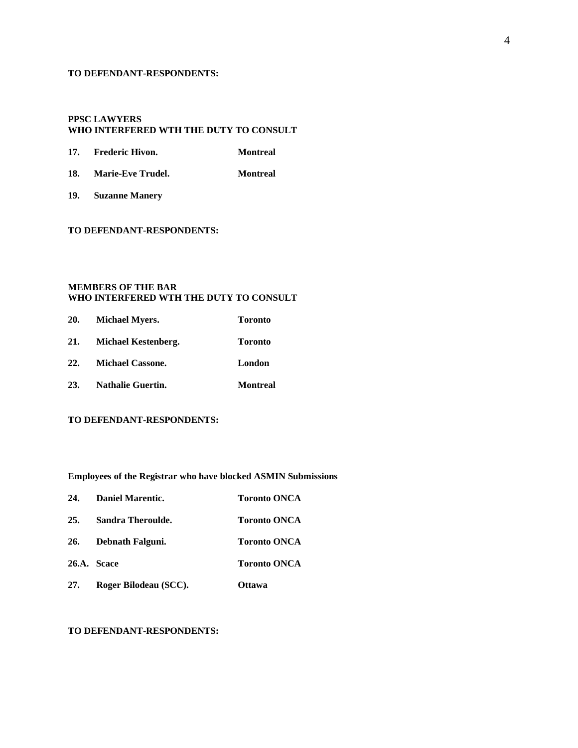**TO DEFENDANT-RESPONDENTS:**

**PPSC LAWYERS**
**WHO INTERFERED WTH THE DUTY TO CONSULT**

| | | |
|---|---|---|
| **17.** | **Frederic Hivon.** | **Montreal** |
| **18.** | **Marie-Eve Trudel.** | **Montreal** |
| **19.** | **Suzanne Manery** | |

**TO DEFENDANT-RESPONDENTS:**

**MEMBERS OF THE BAR**
**WHO INTERFERED WTH THE DUTY TO CONSULT**

| | | |
|---|---|---|
| **20.** | **Michael Myers.** | **Toronto** |
| **21.** | **Michael Kestenberg.** | **Toronto** |
| **22.** | **Michael Cassone.** | **London** |
| **23.** | **Nathalie Guertin.** | **Montreal** |

**TO DEFENDANT-RESPONDENTS:**

**Employees of the Registrar who have blocked ASMIN Submissions**

| | | |
|---|---|---|
| **24.** | **Daniel Marentic.** | **Toronto ONCA** |
| **25.** | **Sandra Theroulde.** | **Toronto ONCA** |
| **26.** | **Debnath Falguni.** | **Toronto ONCA** |
| **26.A.** | **Scace** | **Toronto ONCA** |
| **27.** | **Roger Bilodeau (SCC).** | **Ottawa** |

**TO DEFENDANT-RESPONDENTS:**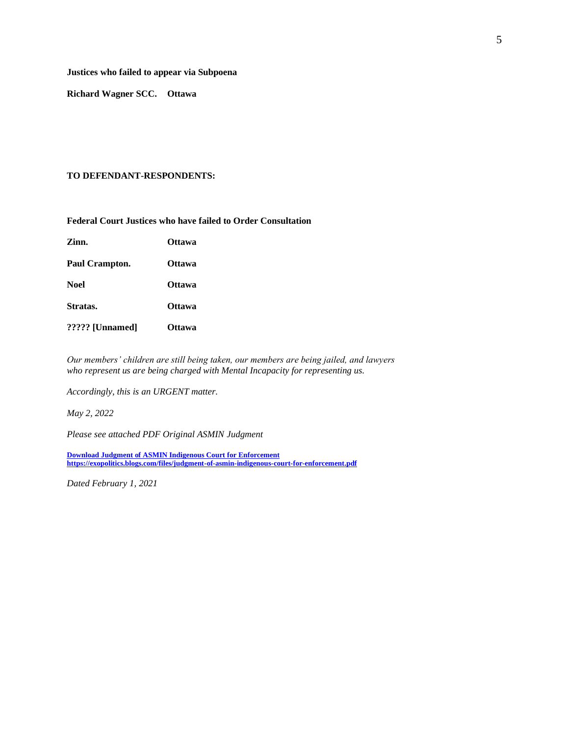**Justices who failed to appear via Subpoena**

**Richard Wagner SCC.  Ottawa**

**TO DEFENDANT-RESPONDENTS:**

**Federal Court Justices who have failed to Order Consultation**

| | |
|---|---|
| **Zinn.** | **Ottawa** |
| **Paul Crampton.** | **Ottawa** |
| **Noel** | **Ottawa** |
| **Stratas.** | **Ottawa** |
| **????? [Unnamed]** | **Ottawa** |

*Our members' children are still being taken, our members are being jailed, and lawyers who represent us are being charged with Mental Incapacity for representing us.*

*Accordingly, this is an URGENT matter.*

*May 2, 2022*

*Please see attached PDF Original ASMIN Judgment*

**Download Judgment of ASMIN Indigenous Court for Enforcement**
**https://exopolitics.blogs.com/files/judgment-of-asmin-indigenous-court-for-enforcement.pdf**

*Dated February 1, 2021*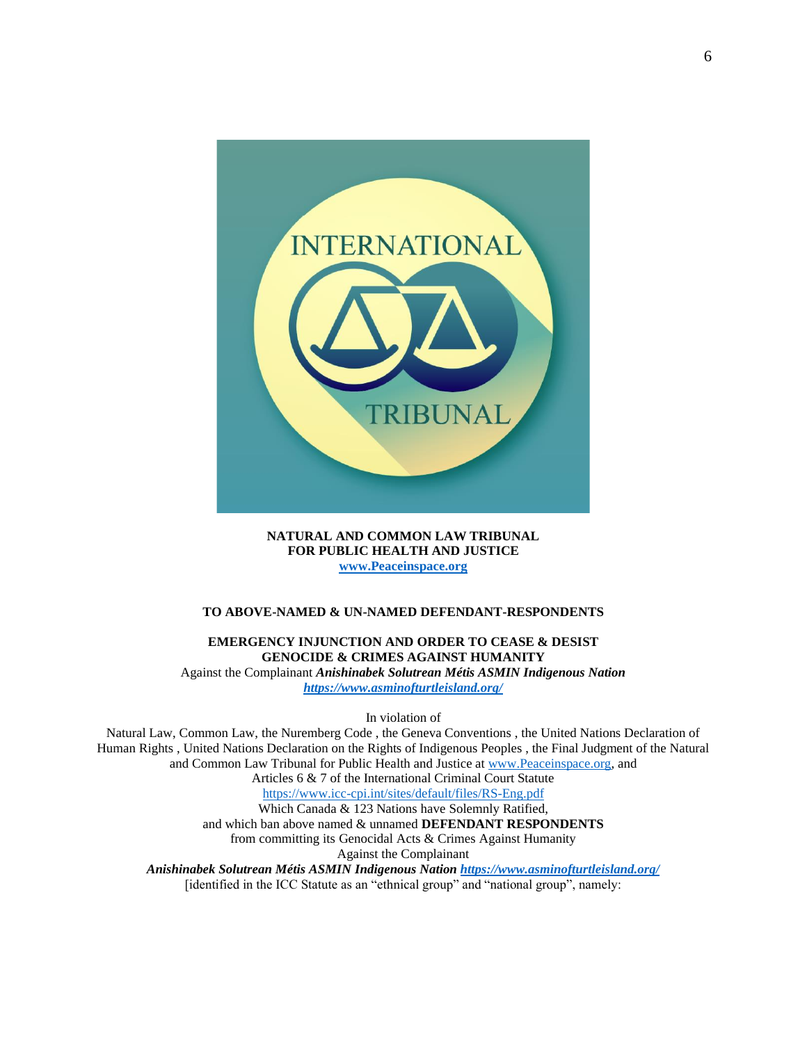**NATURAL AND COMMON LAW TRIBUNAL**
**FOR PUBLIC HEALTH AND JUSTICE**
**[www.Peaceinspace.org](http://www.Peaceinspace.org)**

**TO ABOVE-NAMED & UN-NAMED DEFENDANT-RESPONDENTS**

**EMERGENCY INJUNCTION AND ORDER TO CEASE & DESIST**
**GENOCIDE & CRIMES AGAINST HUMANITY**
Against the Complainant ***Anishinabek Solutrean Métis ASMIN Indigenous Nation***
***[https://www.asminofturtleisland.org/](https://www.asminofturtleisland.org/)***

In violation of

Natural Law, Common Law, the Nuremberg Code , the Geneva Conventions , the United Nations Declaration of Human Rights , United Nations Declaration on the Rights of Indigenous Peoples , the Final Judgment of the Natural and Common Law Tribunal for Public Health and Justice at [www.Peaceinspace.org](http://www.Peaceinspace.org), and Articles 6 & 7 of the International Criminal Court Statute
[https://www.icc-cpi.int/sites/default/files/RS-Eng.pdf](https://www.icc-cpi.int/sites/default/files/RS-Eng.pdf)
Which Canada & 123 Nations have Solemnly Ratified,
and which ban above named & unnamed **DEFENDANT RESPONDENTS**
from committing its Genocidal Acts & Crimes Against Humanity
Against the Complainant
***Anishinabek Solutrean Métis ASMIN Indigenous Nation [https://www.asminofturtleisland.org/](https://www.asminofturtleisland.org/)***
[identified in the ICC Statute as an "ethnical group" and "national group", namely: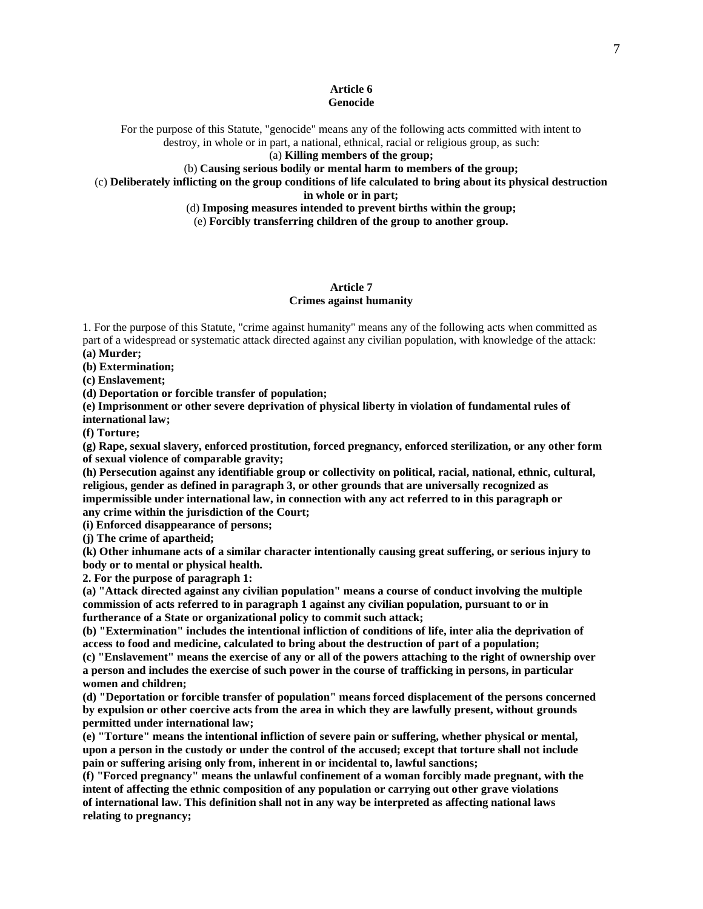## Article 6
## Genocide

For the purpose of this Statute, "genocide" means any of the following acts committed with intent to destroy, in whole or in part, a national, ethnical, racial or religious group, as such:

(a) **Killing members of the group;**

(b) **Causing serious bodily or mental harm to members of the group;**

(c) **Deliberately inflicting on the group conditions of life calculated to bring about its physical destruction in whole or in part;**

(d) **Imposing measures intended to prevent births within the group;**

(e) **Forcibly transferring children of the group to another group.**

## Article 7
## Crimes against humanity

1. For the purpose of this Statute, "crime against humanity" means any of the following acts when committed as part of a widespread or systematic attack directed against any civilian population, with knowledge of the attack:

**(a) Murder;**

**(b) Extermination;**

**(c) Enslavement;**

**(d) Deportation or forcible transfer of population;**

**(e) Imprisonment or other severe deprivation of physical liberty in violation of fundamental rules of international law;**

**(f) Torture;**

**(g) Rape, sexual slavery, enforced prostitution, forced pregnancy, enforced sterilization, or any other form of sexual violence of comparable gravity;**

**(h) Persecution against any identifiable group or collectivity on political, racial, national, ethnic, cultural, religious, gender as defined in paragraph 3, or other grounds that are universally recognized as impermissible under international law, in connection with any act referred to in this paragraph or any crime within the jurisdiction of the Court;**

**(i) Enforced disappearance of persons;**

**(j) The crime of apartheid;**

**(k) Other inhumane acts of a similar character intentionally causing great suffering, or serious injury to body or to mental or physical health.**

**2. For the purpose of paragraph 1:**

**(a) "Attack directed against any civilian population" means a course of conduct involving the multiple commission of acts referred to in paragraph 1 against any civilian population, pursuant to or in furtherance of a State or organizational policy to commit such attack;**

**(b) "Extermination" includes the intentional infliction of conditions of life, inter alia the deprivation of access to food and medicine, calculated to bring about the destruction of part of a population;**

**(c) "Enslavement" means the exercise of any or all of the powers attaching to the right of ownership over a person and includes the exercise of such power in the course of trafficking in persons, in particular women and children;**

**(d) "Deportation or forcible transfer of population" means forced displacement of the persons concerned by expulsion or other coercive acts from the area in which they are lawfully present, without grounds permitted under international law;**

**(e) "Torture" means the intentional infliction of severe pain or suffering, whether physical or mental, upon a person in the custody or under the control of the accused; except that torture shall not include pain or suffering arising only from, inherent in or incidental to, lawful sanctions;**

**(f) "Forced pregnancy" means the unlawful confinement of a woman forcibly made pregnant, with the intent of affecting the ethnic composition of any population or carrying out other grave violations of international law. This definition shall not in any way be interpreted as affecting national laws relating to pregnancy;**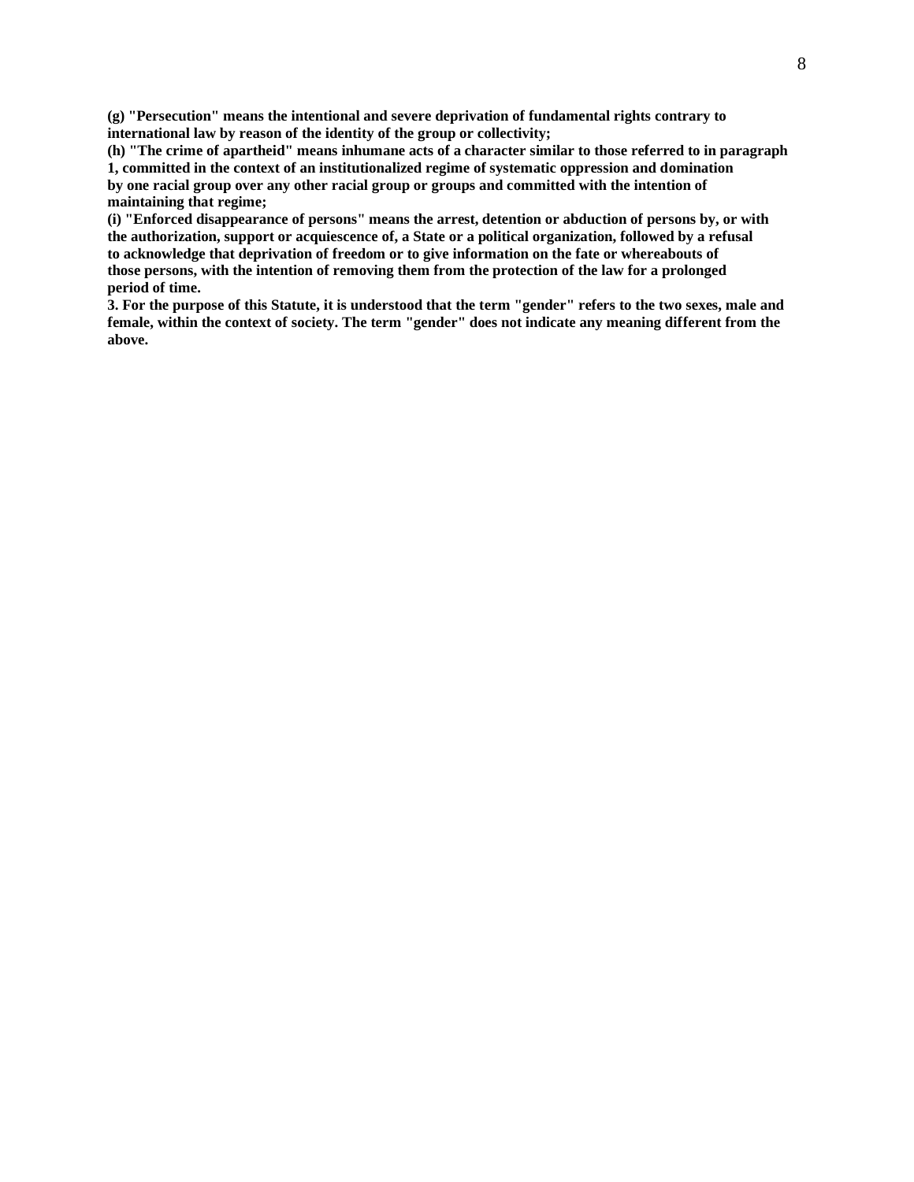**(g) "Persecution" means the intentional and severe deprivation of fundamental rights contrary to international law by reason of the identity of the group or collectivity;**
**(h) "The crime of apartheid" means inhumane acts of a character similar to those referred to in paragraph 1, committed in the context of an institutionalized regime of systematic oppression and domination by one racial group over any other racial group or groups and committed with the intention of maintaining that regime;**
**(i) "Enforced disappearance of persons" means the arrest, detention or abduction of persons by, or with the authorization, support or acquiescence of, a State or a political organization, followed by a refusal to acknowledge that deprivation of freedom or to give information on the fate or whereabouts of those persons, with the intention of removing them from the protection of the law for a prolonged period of time.**
**3. For the purpose of this Statute, it is understood that the term "gender" refers to the two sexes, male and female, within the context of society. The term "gender" does not indicate any meaning different from the above.**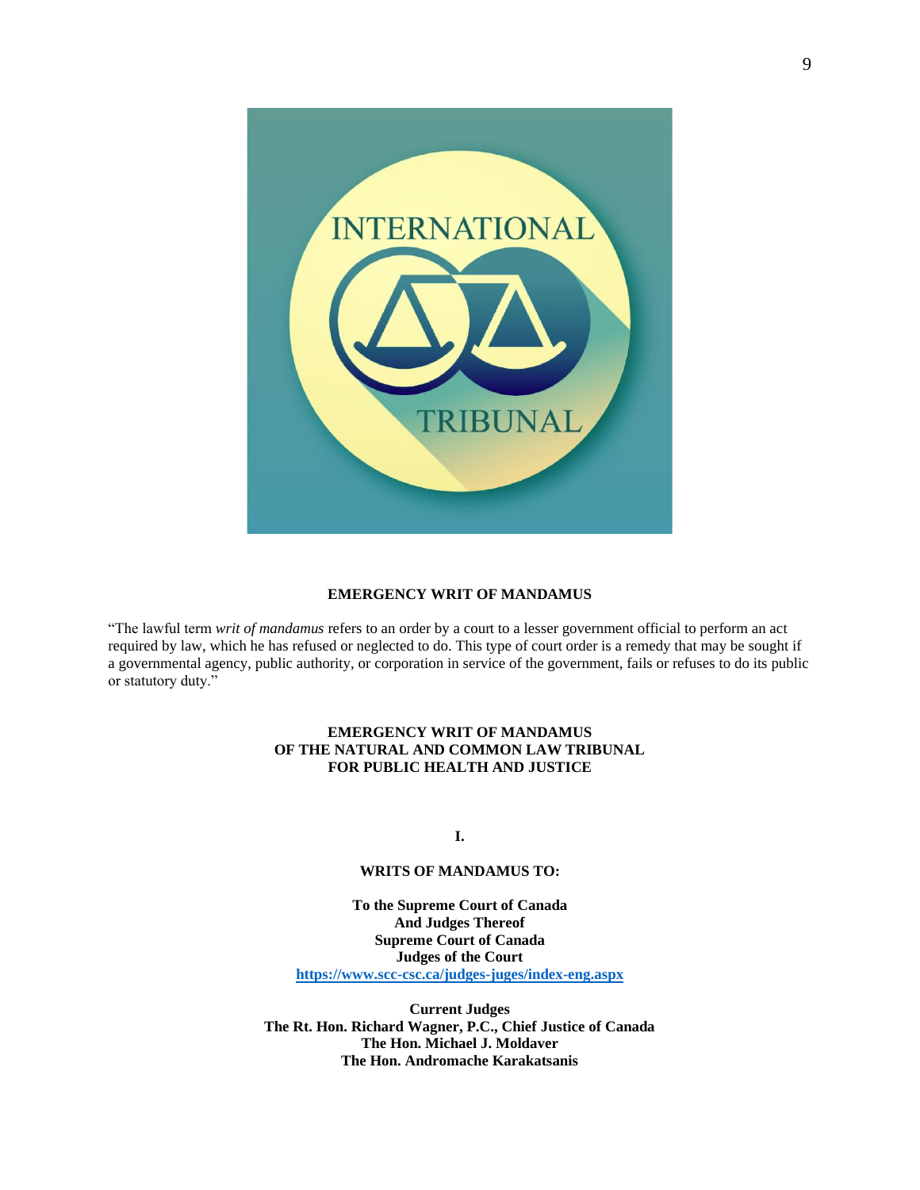**EMERGENCY WRIT OF MANDAMUS**

"The lawful term *writ of mandamus* refers to an order by a court to a lesser government official to perform an act required by law, which he has refused or neglected to do. This type of court order is a remedy that may be sought if a governmental agency, public authority, or corporation in service of the government, fails or refuses to do its public or statutory duty."

**EMERGENCY WRIT OF MANDAMUS**
**OF THE NATURAL AND COMMON LAW TRIBUNAL**
**FOR PUBLIC HEALTH AND JUSTICE**

**I.**

**WRITS OF MANDAMUS TO:**

**To the Supreme Court of Canada**
**And Judges Thereof**
**Supreme Court of Canada**
**Judges of the Court**
**https://www.scc-csc.ca/judges-juges/index-eng.aspx**

**Current Judges**
**The Rt. Hon. Richard Wagner, P.C., Chief Justice of Canada**
**The Hon. Michael J. Moldaver**
**The Hon. Andromache Karakatsanis**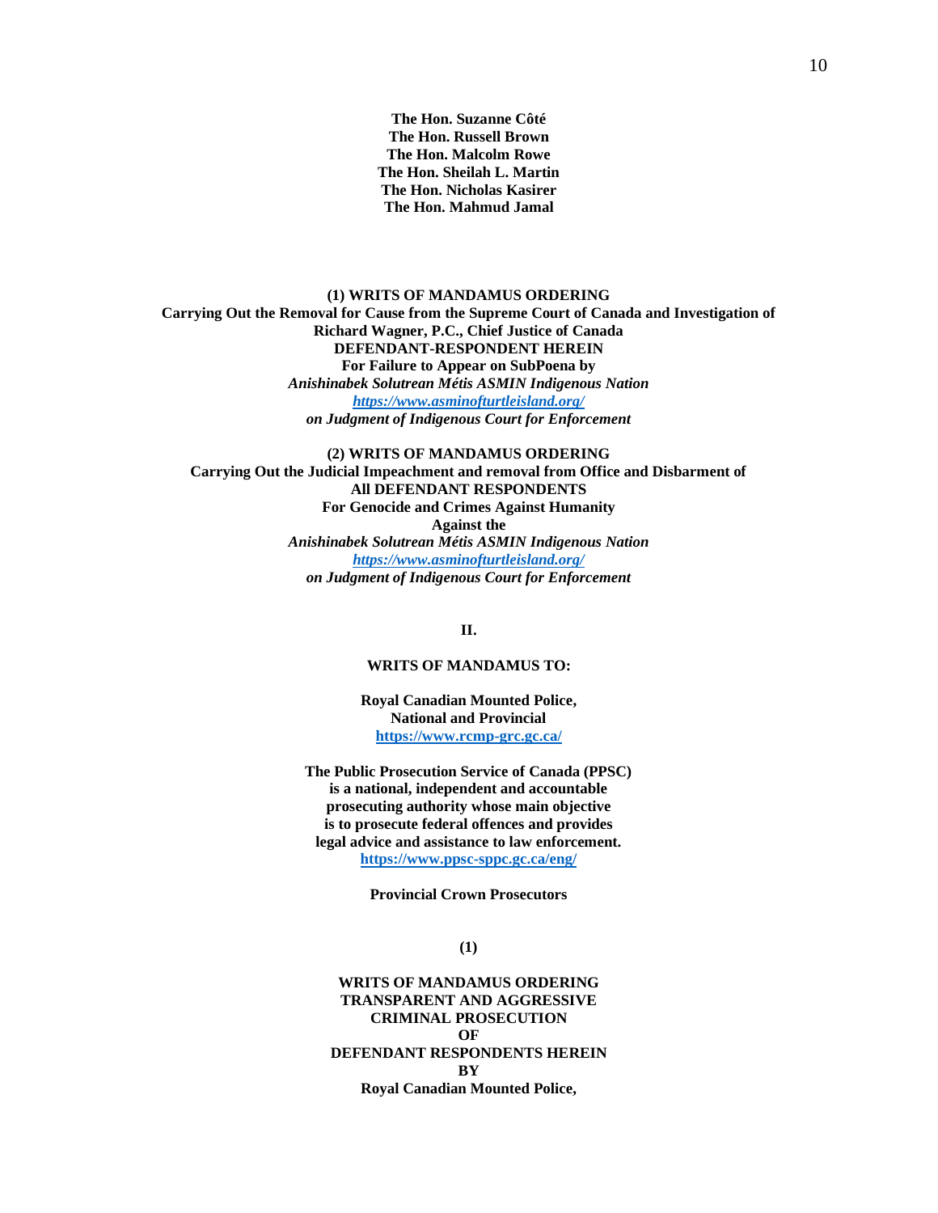**The Hon. Suzanne Côté**
**The Hon. Russell Brown**
**The Hon. Malcolm Rowe**
**The Hon. Sheilah L. Martin**
**The Hon. Nicholas Kasirer**
**The Hon. Mahmud Jamal**

**(1) WRITS OF MANDAMUS ORDERING**
**Carrying Out the Removal for Cause from the Supreme Court of Canada and Investigation of Richard Wagner, P.C., Chief Justice of Canada**
**DEFENDANT-RESPONDENT HEREIN**
**For Failure to Appear on SubPoena by**
***Anishinabek Solutrean Métis ASMIN Indigenous Nation***
***https://www.asminofturtleisland.org/***
***on Judgment of Indigenous Court for Enforcement***

**(2) WRITS OF MANDAMUS ORDERING**
**Carrying Out the Judicial Impeachment and removal from Office and Disbarment of**
**All DEFENDANT RESPONDENTS**
**For Genocide and Crimes Against Humanity**
**Against the**
***Anishinabek Solutrean Métis ASMIN Indigenous Nation***
***https://www.asminofturtleisland.org/***
***on Judgment of Indigenous Court for Enforcement***

## II.

## WRITS OF MANDAMUS TO:

**Royal Canadian Mounted Police,**
**National and Provincial**
**https://www.rcmp-grc.gc.ca/**

**The Public Prosecution Service of Canada (PPSC)**
**is a national, independent and accountable**
**prosecuting authority whose main objective**
**is to prosecute federal offences and provides**
**legal advice and assistance to law enforcement.**
**https://www.ppsc-sppc.gc.ca/eng/**

**Provincial Crown Prosecutors**

**(1)**

**WRITS OF MANDAMUS ORDERING**
**TRANSPARENT AND AGGRESSIVE**
**CRIMINAL PROSECUTION**
**OF**
**DEFENDANT RESPONDENTS HEREIN**
**BY**
**Royal Canadian Mounted Police,**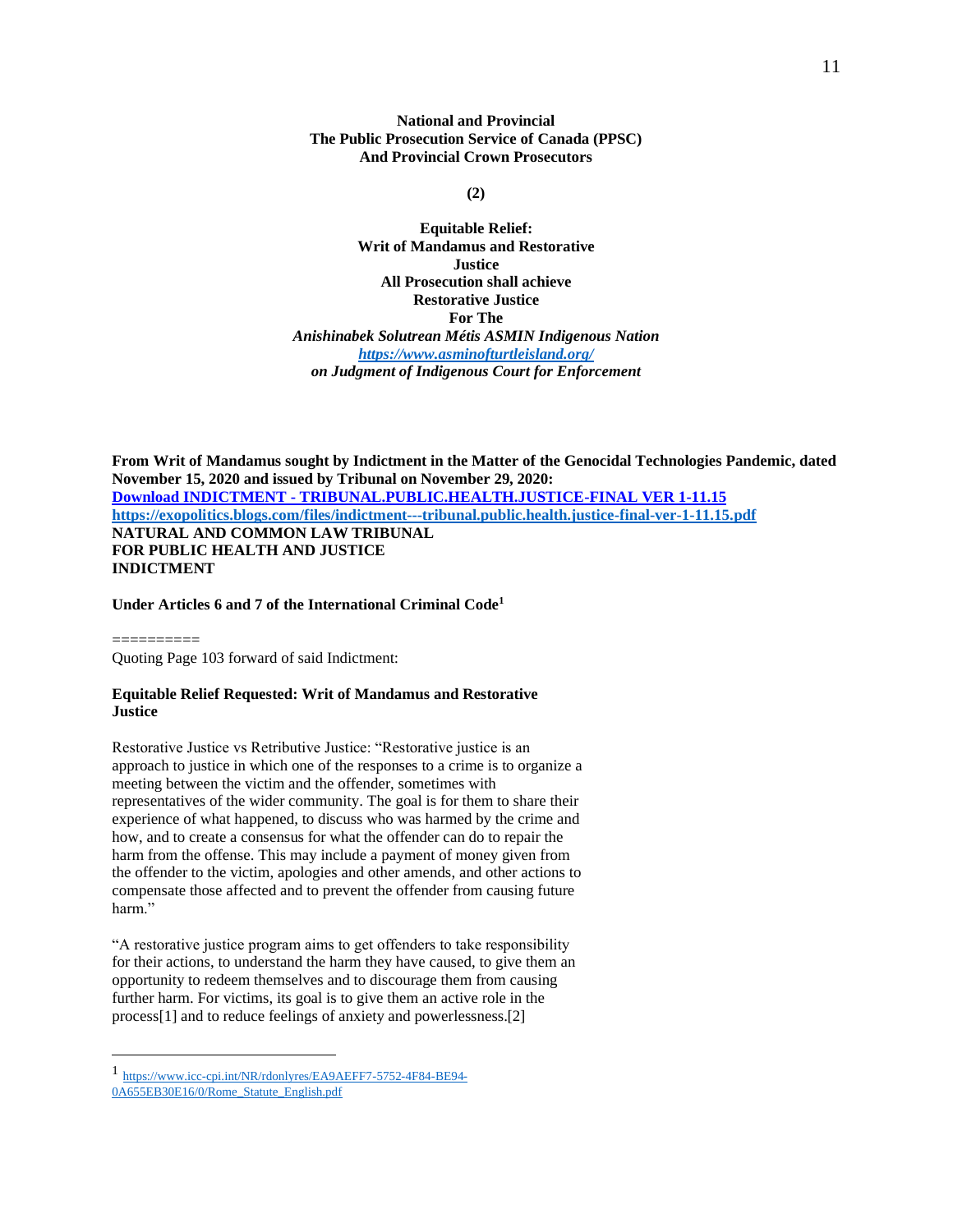**National and Provincial**
**The Public Prosecution Service of Canada (PPSC)**
**And Provincial Crown Prosecutors**

**(2)**

**Equitable Relief:**
**Writ of Mandamus and Restorative Justice**
**All Prosecution shall achieve Restorative Justice**
**For The**
***Anishinabek Solutrean Métis ASMIN Indigenous Nation***
***https://www.asminofturtleisland.org/***
***on Judgment of Indigenous Court for Enforcement***

**From Writ of Mandamus sought by Indictment in the Matter of the Genocidal Technologies Pandemic, dated November 15, 2020 and issued by Tribunal on November 29, 2020:**
**Download INDICTMENT - TRIBUNAL.PUBLIC.HEALTH.JUSTICE-FINAL VER 1-11.15**
**https://exopolitics.blogs.com/files/indictment---tribunal.public.health.justice-final-ver-1-11.15.pdf**
**NATURAL AND COMMON LAW TRIBUNAL**
**FOR PUBLIC HEALTH AND JUSTICE**
**INDICTMENT**

**Under Articles 6 and 7 of the International Criminal Code[1]**

==========
Quoting Page 103 forward of said Indictment:

**Equitable Relief Requested: Writ of Mandamus and Restorative Justice**

Restorative Justice vs Retributive Justice: "Restorative justice is an approach to justice in which one of the responses to a crime is to organize a meeting between the victim and the offender, sometimes with representatives of the wider community. The goal is for them to share their experience of what happened, to discuss who was harmed by the crime and how, and to create a consensus for what the offender can do to repair the harm from the offense. This may include a payment of money given from the offender to the victim, apologies and other amends, and other actions to compensate those affected and to prevent the offender from causing future harm."

"A restorative justice program aims to get offenders to take responsibility for their actions, to understand the harm they have caused, to give them an opportunity to redeem themselves and to discourage them from causing further harm. For victims, its goal is to give them an active role in the process[1] and to reduce feelings of anxiety and powerlessness.[2]

---

[1] https://www.icc-cpi.int/NR/rdonlyres/EA9AEFF7-5752-4F84-BE94-0A655EB30E16/0/Rome_Statute_English.pdf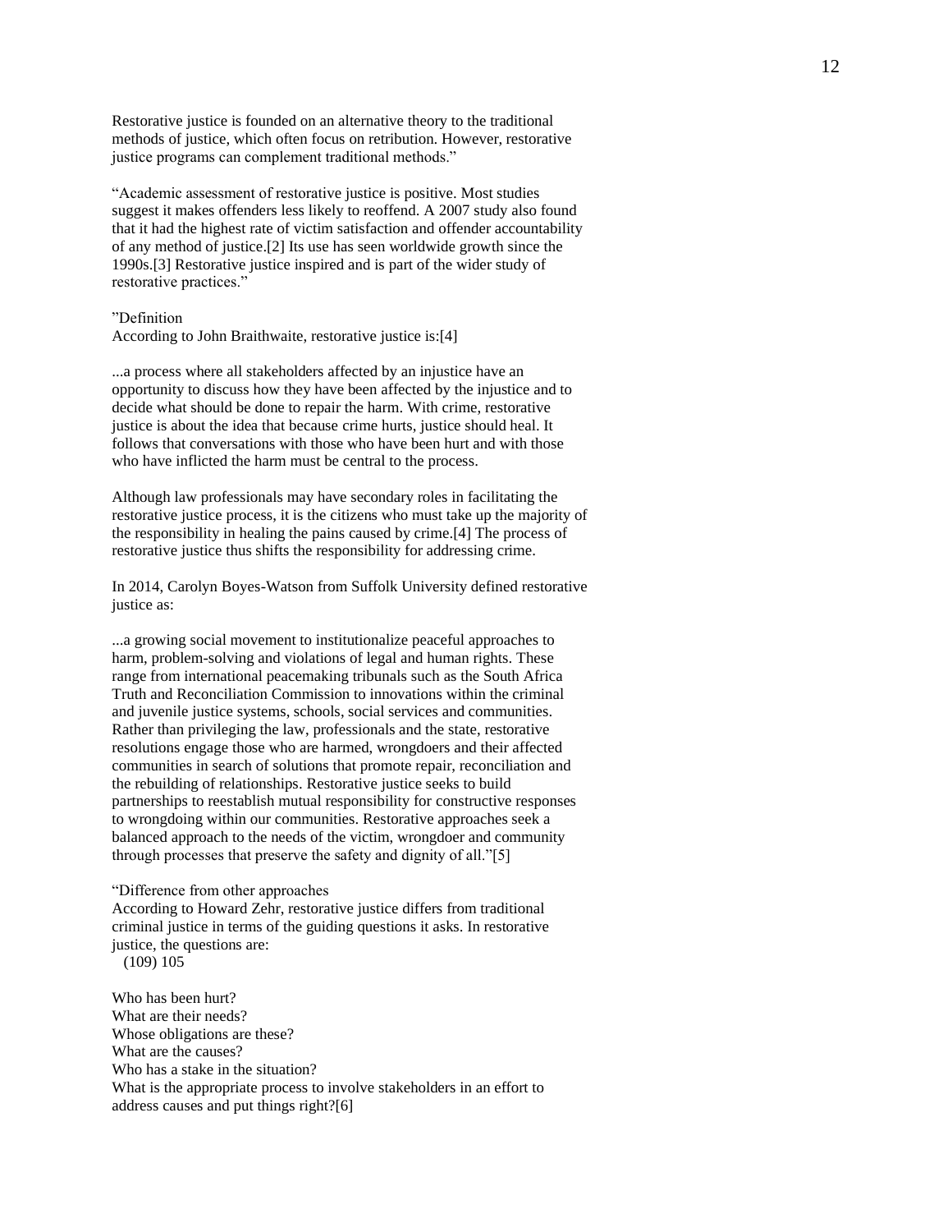Restorative justice is founded on an alternative theory to the traditional methods of justice, which often focus on retribution. However, restorative justice programs can complement traditional methods."

"Academic assessment of restorative justice is positive. Most studies suggest it makes offenders less likely to reoffend. A 2007 study also found that it had the highest rate of victim satisfaction and offender accountability of any method of justice.[2] Its use has seen worldwide growth since the 1990s.[3] Restorative justice inspired and is part of the wider study of restorative practices."

"Definition
According to John Braithwaite, restorative justice is:[4]

...a process where all stakeholders affected by an injustice have an opportunity to discuss how they have been affected by the injustice and to decide what should be done to repair the harm. With crime, restorative justice is about the idea that because crime hurts, justice should heal. It follows that conversations with those who have been hurt and with those who have inflicted the harm must be central to the process.

Although law professionals may have secondary roles in facilitating the restorative justice process, it is the citizens who must take up the majority of the responsibility in healing the pains caused by crime.[4] The process of restorative justice thus shifts the responsibility for addressing crime.

In 2014, Carolyn Boyes-Watson from Suffolk University defined restorative justice as:

...a growing social movement to institutionalize peaceful approaches to harm, problem-solving and violations of legal and human rights. These range from international peacemaking tribunals such as the South Africa Truth and Reconciliation Commission to innovations within the criminal and juvenile justice systems, schools, social services and communities. Rather than privileging the law, professionals and the state, restorative resolutions engage those who are harmed, wrongdoers and their affected communities in search of solutions that promote repair, reconciliation and the rebuilding of relationships. Restorative justice seeks to build partnerships to reestablish mutual responsibility for constructive responses to wrongdoing within our communities. Restorative approaches seek a balanced approach to the needs of the victim, wrongdoer and community through processes that preserve the safety and dignity of all."[5]

"Difference from other approaches
According to Howard Zehr, restorative justice differs from traditional criminal justice in terms of the guiding questions it asks. In restorative justice, the questions are:
(109) 105

Who has been hurt?
What are their needs?
Whose obligations are these?
What are the causes?
Who has a stake in the situation?
What is the appropriate process to involve stakeholders in an effort to address causes and put things right?[6]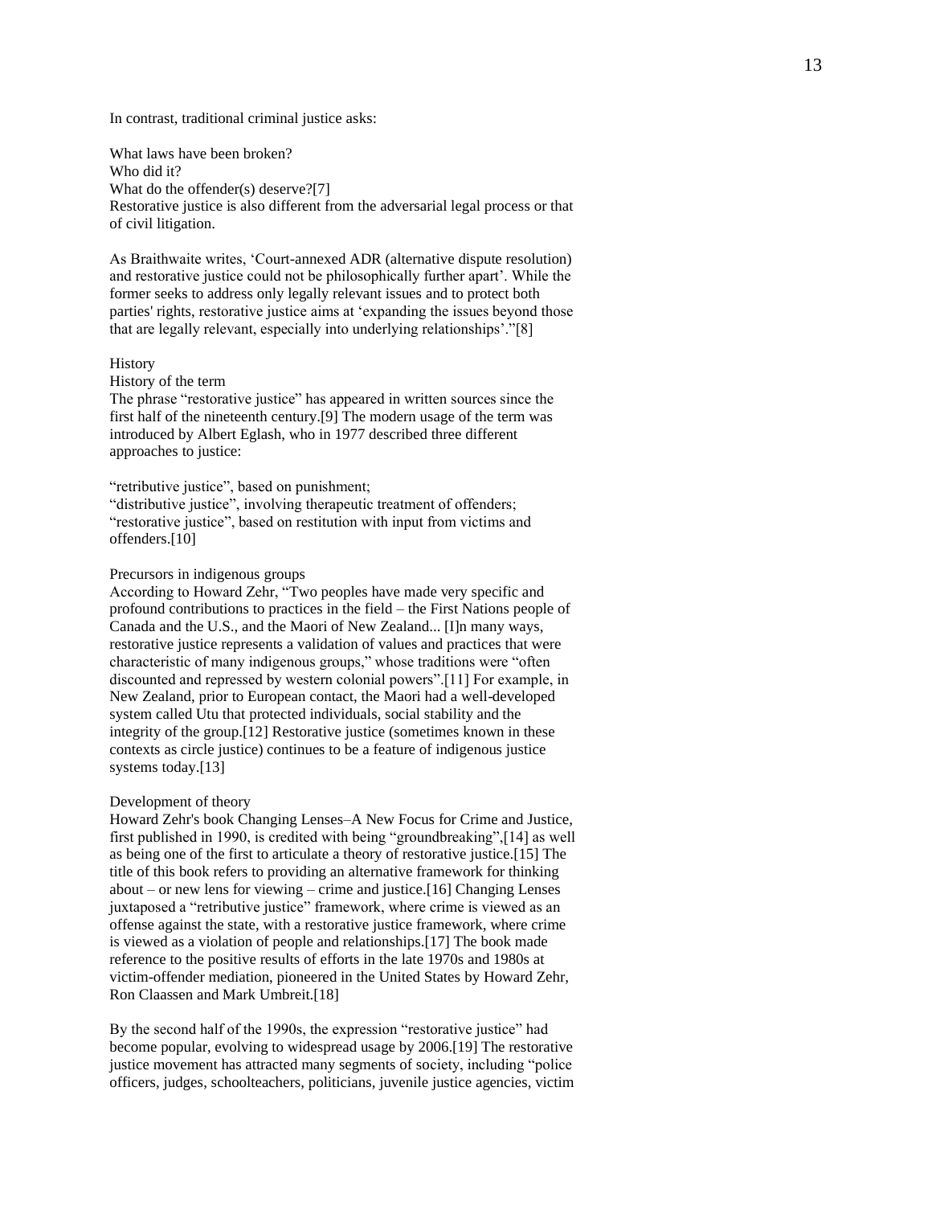In contrast, traditional criminal justice asks:

What laws have been broken?
Who did it?
What do the offender(s) deserve?[7]
Restorative justice is also different from the adversarial legal process or that of civil litigation.

As Braithwaite writes, 'Court-annexed ADR (alternative dispute resolution) and restorative justice could not be philosophically further apart'. While the former seeks to address only legally relevant issues and to protect both parties' rights, restorative justice aims at 'expanding the issues beyond those that are legally relevant, especially into underlying relationships'."[8]

## History

### History of the term

The phrase "restorative justice" has appeared in written sources since the first half of the nineteenth century.[9] The modern usage of the term was introduced by Albert Eglash, who in 1977 described three different approaches to justice:

"retributive justice", based on punishment;
"distributive justice", involving therapeutic treatment of offenders;
"restorative justice", based on restitution with input from victims and offenders.[10]

### Precursors in indigenous groups

According to Howard Zehr, "Two peoples have made very specific and profound contributions to practices in the field – the First Nations people of Canada and the U.S., and the Maori of New Zealand... [I]n many ways, restorative justice represents a validation of values and practices that were characteristic of many indigenous groups," whose traditions were "often discounted and repressed by western colonial powers".[11] For example, in New Zealand, prior to European contact, the Maori had a well-developed system called Utu that protected individuals, social stability and the integrity of the group.[12] Restorative justice (sometimes known in these contexts as circle justice) continues to be a feature of indigenous justice systems today.[13]

### Development of theory

Howard Zehr's book Changing Lenses–A New Focus for Crime and Justice, first published in 1990, is credited with being "groundbreaking",[14] as well as being one of the first to articulate a theory of restorative justice.[15] The title of this book refers to providing an alternative framework for thinking about – or new lens for viewing – crime and justice.[16] Changing Lenses juxtaposed a "retributive justice" framework, where crime is viewed as an offense against the state, with a restorative justice framework, where crime is viewed as a violation of people and relationships.[17] The book made reference to the positive results of efforts in the late 1970s and 1980s at victim-offender mediation, pioneered in the United States by Howard Zehr, Ron Claassen and Mark Umbreit.[18]

By the second half of the 1990s, the expression "restorative justice" had become popular, evolving to widespread usage by 2006.[19] The restorative justice movement has attracted many segments of society, including "police officers, judges, schoolteachers, politicians, juvenile justice agencies, victim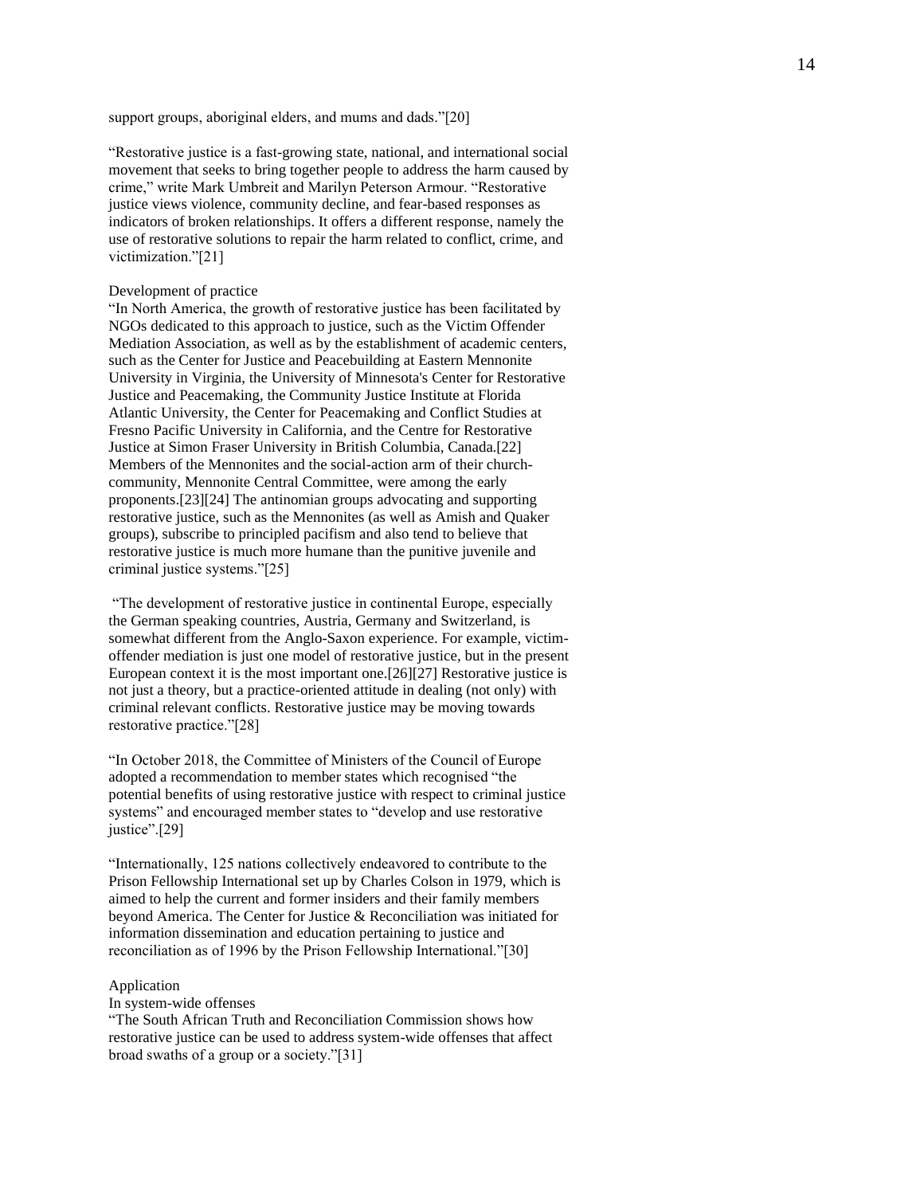support groups, aboriginal elders, and mums and dads."[20]

"Restorative justice is a fast-growing state, national, and international social movement that seeks to bring together people to address the harm caused by crime," write Mark Umbreit and Marilyn Peterson Armour. "Restorative justice views violence, community decline, and fear-based responses as indicators of broken relationships. It offers a different response, namely the use of restorative solutions to repair the harm related to conflict, crime, and victimization."[21]

## Development of practice

"In North America, the growth of restorative justice has been facilitated by NGOs dedicated to this approach to justice, such as the Victim Offender Mediation Association, as well as by the establishment of academic centers, such as the Center for Justice and Peacebuilding at Eastern Mennonite University in Virginia, the University of Minnesota's Center for Restorative Justice and Peacemaking, the Community Justice Institute at Florida Atlantic University, the Center for Peacemaking and Conflict Studies at Fresno Pacific University in California, and the Centre for Restorative Justice at Simon Fraser University in British Columbia, Canada.[22] Members of the Mennonites and the social-action arm of their church-community, Mennonite Central Committee, were among the early proponents.[23][24] The antinomian groups advocating and supporting restorative justice, such as the Mennonites (as well as Amish and Quaker groups), subscribe to principled pacifism and also tend to believe that restorative justice is much more humane than the punitive juvenile and criminal justice systems."[25]

"The development of restorative justice in continental Europe, especially the German speaking countries, Austria, Germany and Switzerland, is somewhat different from the Anglo-Saxon experience. For example, victim-offender mediation is just one model of restorative justice, but in the present European context it is the most important one.[26][27] Restorative justice is not just a theory, but a practice-oriented attitude in dealing (not only) with criminal relevant conflicts. Restorative justice may be moving towards restorative practice."[28]

"In October 2018, the Committee of Ministers of the Council of Europe adopted a recommendation to member states which recognised "the potential benefits of using restorative justice with respect to criminal justice systems" and encouraged member states to "develop and use restorative justice".[29]

"Internationally, 125 nations collectively endeavored to contribute to the Prison Fellowship International set up by Charles Colson in 1979, which is aimed to help the current and former insiders and their family members beyond America. The Center for Justice & Reconciliation was initiated for information dissemination and education pertaining to justice and reconciliation as of 1996 by the Prison Fellowship International."[30]

## Application

### In system-wide offenses

"The South African Truth and Reconciliation Commission shows how restorative justice can be used to address system-wide offenses that affect broad swaths of a group or a society."[31]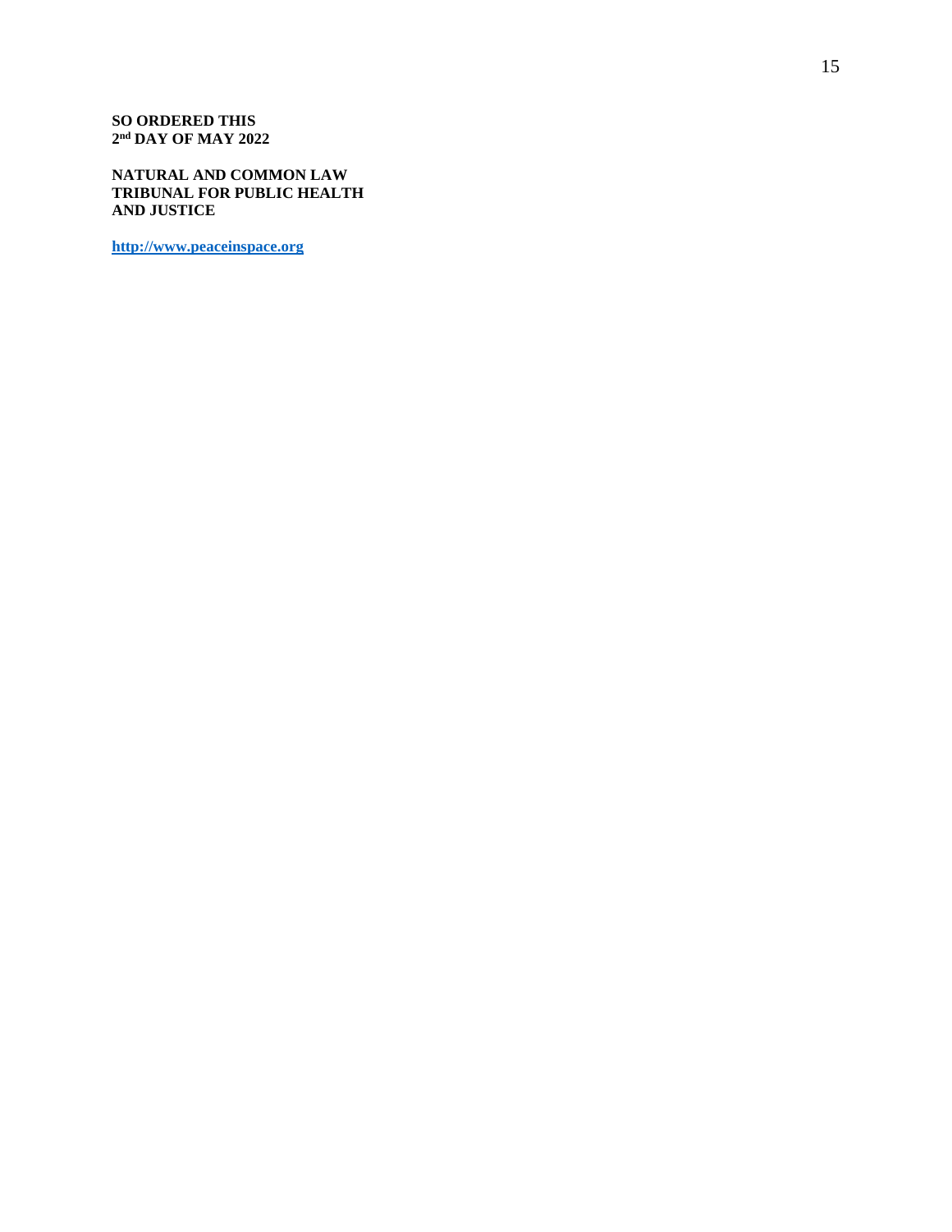**SO ORDERED THIS**
**2nd DAY OF MAY 2022**

**NATURAL AND COMMON LAW**
**TRIBUNAL FOR PUBLIC HEALTH**
**AND JUSTICE**

**http://www.peaceinspace.org**